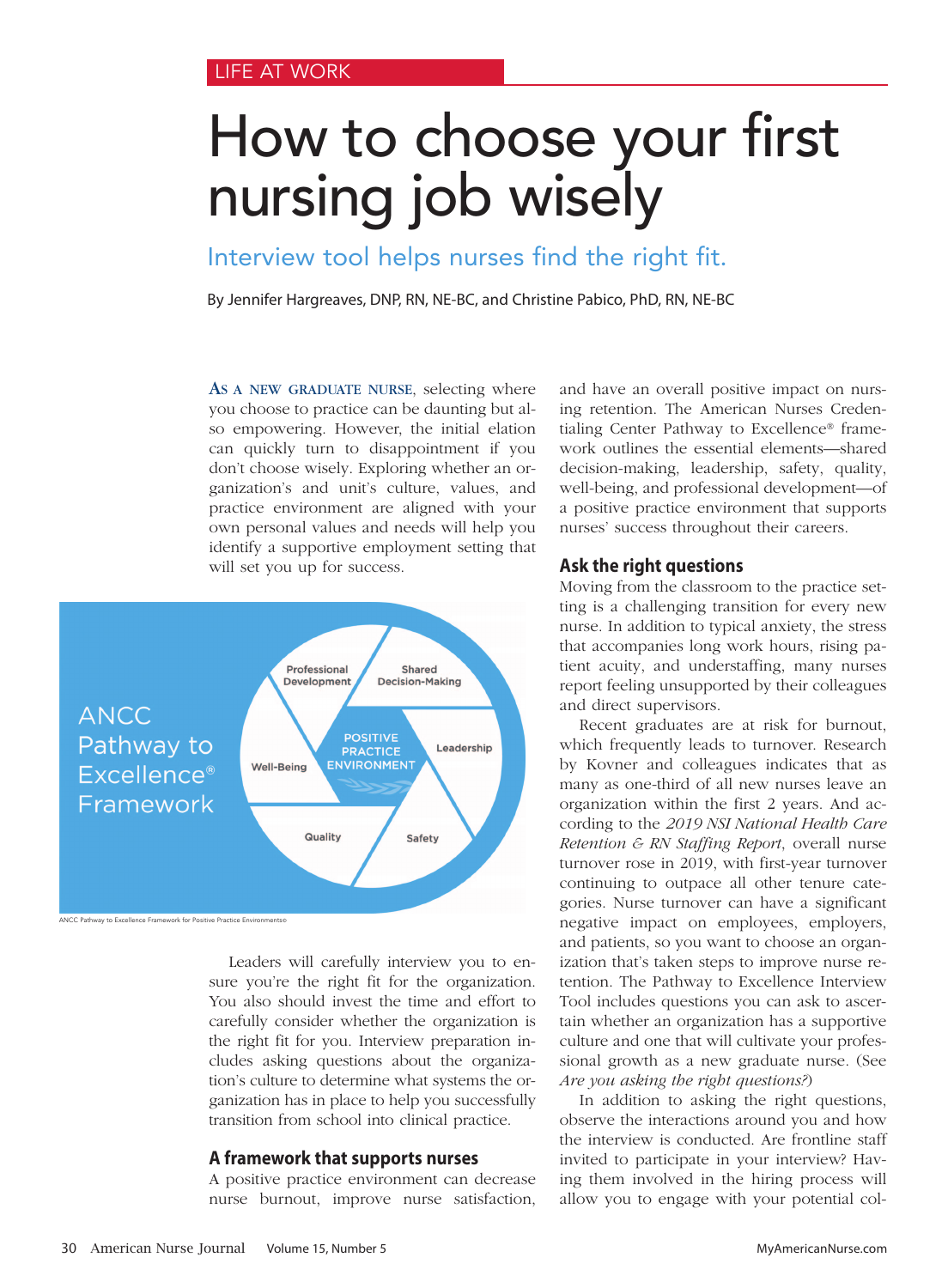LIFE AT WORK

# How to choose your first nursing job wisely

## Interview tool helps nurses find the right fit.

By Jennifer Hargreaves, DNP, RN, NE-BC, and Christine Pabico, PhD, RN, NE-BC

**As a new graduate nurse**, selecting where you choose to practice can be daunting but also empowering. However, the initial elation can quickly turn to disappointment if you don't choose wisely. Exploring whether an organization's and unit's culture, values, and practice environment are aligned with your own personal values and needs will help you identify a supportive employment setting that will set you up for success.

ANCC Pathway to Excellence® Framework

Professional Development | Shared Decision-Making | Leadership | Safety | Quality | Well-Being | POSITIVE PRACTICE ENVIRONMENT

ANCC Pathway to Excellence Framework for Positive Practice Environments©

Leaders will carefully interview you to ensure you're the right fit for the organization. You also should invest the time and effort to carefully consider whether the organization is the right fit for you. Interview preparation includes asking questions about the organization's culture to determine what systems the organization has in place to help you successfully transition from school into clinical practice.

### A framework that supports nurses

A positive practice environment can decrease nurse burnout, improve nurse satisfaction, and have an overall positive impact on nursing retention. The American Nurses Credentialing Center Pathway to Excellence® framework outlines the essential elements—shared decision-making, leadership, safety, quality, well-being, and professional development—of a positive practice environment that supports nurses' success throughout their careers.

### Ask the right questions

Moving from the classroom to the practice setting is a challenging transition for every new nurse. In addition to typical anxiety, the stress that accompanies long work hours, rising patient acuity, and understaffing, many nurses report feeling unsupported by their colleagues and direct supervisors.

Recent graduates are at risk for burnout, which frequently leads to turnover. Research by Kovner and colleagues indicates that as many as one-third of all new nurses leave an organization within the first 2 years. And according to the *2019 NSI National Health Care Retention & RN Staffing Report*, overall nurse turnover rose in 2019, with first-year turnover continuing to outpace all other tenure categories. Nurse turnover can have a significant negative impact on employees, employers, and patients, so you want to choose an organization that's taken steps to improve nurse retention. The Pathway to Excellence Interview Tool includes questions you can ask to ascertain whether an organization has a supportive culture and one that will cultivate your professional growth as a new graduate nurse. (See *Are you asking the right questions?*)

In addition to asking the right questions, observe the interactions around you and how the interview is conducted. Are frontline staff invited to participate in your interview? Having them involved in the hiring process will allow you to engage with your potential col-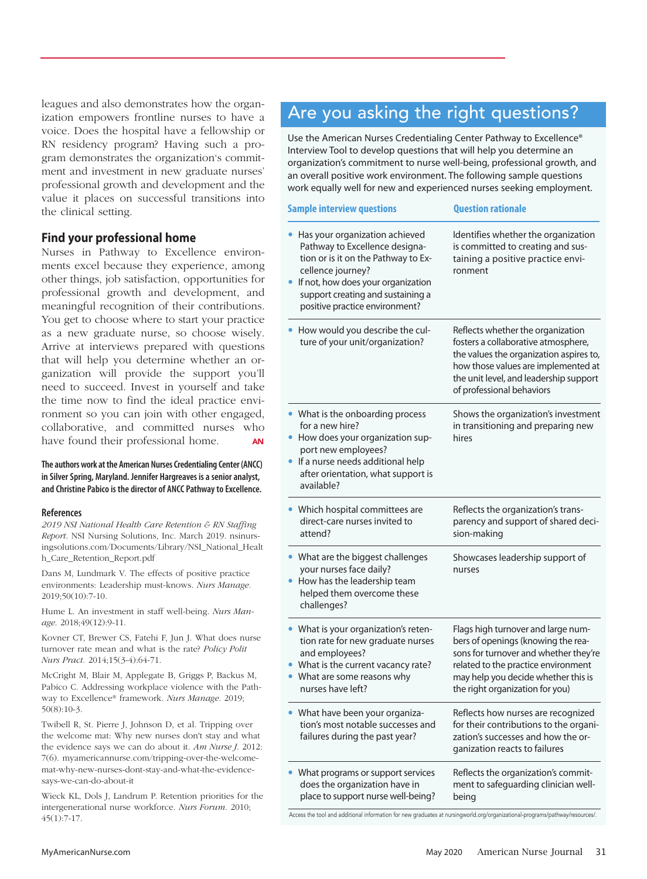leagues and also demonstrates how the organization empowers frontline nurses to have a voice. Does the hospital have a fellowship or RN residency program? Having such a program demonstrates the organization's commitment and investment in new graduate nurses' professional growth and development and the value it places on successful transitions into the clinical setting.

## Find your professional home

Nurses in Pathway to Excellence environments excel because they experience, among other things, job satisfaction, opportunities for professional growth and development, and meaningful recognition of their contributions. You get to choose where to start your practice as a new graduate nurse, so choose wisely. Arrive at interviews prepared with questions that will help you determine whether an organization will provide the support you'll need to succeed. Invest in yourself and take the time now to find the ideal practice environment so you can join with other engaged, collaborative, and committed nurses who have found their professional home. **AN**

**The authors work at the American Nurses Credentialing Center (ANCC) in Silver Spring, Maryland. Jennifer Hargreaves is a senior analyst, and Christine Pabico is the director of ANCC Pathway to Excellence.**

### References

*2019 NSI National Health Care Retention & RN Staffing Report.* NSI Nursing Solutions, Inc. March 2019. nsinursingsolutions.com/Documents/Library/NSI_National_Health_Care_Retention_Report.pdf

Dans M, Lundmark V. The effects of positive practice environments: Leadership must-knows. *Nurs Manage.* 2019;50(10):7-10.

Hume L. An investment in staff well-being. *Nurs Manage.* 2018;49(12):9-11.

Kovner CT, Brewer CS, Fatehi F, Jun J. What does nurse turnover rate mean and what is the rate? *Policy Polit Nurs Pract.* 2014;15(3-4):64-71.

McCright M, Blair M, Applegate B, Griggs P, Backus M, Pabico C. Addressing workplace violence with the Pathway to Excellence® framework. *Nurs Manage.* 2019; 50(8):10-3.

Twibell R, St. Pierre J, Johnson D, et al. Tripping over the welcome mat: Why new nurses don't stay and what the evidence says we can do about it. *Am Nurse J.* 2012: 7(6). myamericannurse.com/tripping-over-the-welcome-mat-why-new-nurses-dont-stay-and-what-the-evidence-says-we-can-do-about-it

Wieck KL, Dols J, Landrum P. Retention priorities for the intergenerational nurse workforce. *Nurs Forum.* 2010; 45(1):7-17.

## Are you asking the right questions?

Use the American Nurses Credentialing Center Pathway to Excellence® Interview Tool to develop questions that will help you determine an organization's commitment to nurse well-being, professional growth, and an overall positive work environment. The following sample questions work equally well for new and experienced nurses seeking employment.

| Sample interview questions | Question rationale |
| --- | --- |
| • Has your organization achieved Pathway to Excellence designation or is it on the Pathway to Excellence journey?<br>• If not, how does your organization support creating and sustaining a positive practice environment? | Identifies whether the organization is committed to creating and sustaining a positive practice environment |
| • How would you describe the culture of your unit/organization? | Reflects whether the organization fosters a collaborative atmosphere, the values the organization aspires to, how those values are implemented at the unit level, and leadership support of professional behaviors |
| • What is the onboarding process for a new hire?<br>• How does your organization support new employees?<br>• If a nurse needs additional help after orientation, what support is available? | Shows the organization's investment in transitioning and preparing new hires |
| • Which hospital committees are direct-care nurses invited to attend? | Reflects the organization's transparency and support of shared decision-making |
| • What are the biggest challenges your nurses face daily?<br>• How has the leadership team helped them overcome these challenges? | Showcases leadership support of nurses |
| • What is your organization's retention rate for new graduate nurses and employees?<br>• What is the current vacancy rate?<br>• What are some reasons why nurses have left? | Flags high turnover and large numbers of openings (knowing the reasons for turnover and whether they're related to the practice environment may help you decide whether this is the right organization for you) |
| • What have been your organization's most notable successes and failures during the past year? | Reflects how nurses are recognized for their contributions to the organization's successes and how the organization reacts to failures |
| • What programs or support services does the organization have in place to support nurse well-being? | Reflects the organization's commitment to safeguarding clinician well-being |

Access the tool and additional information for new graduates at nursingworld.org/organizational-programs/pathway/resources/.